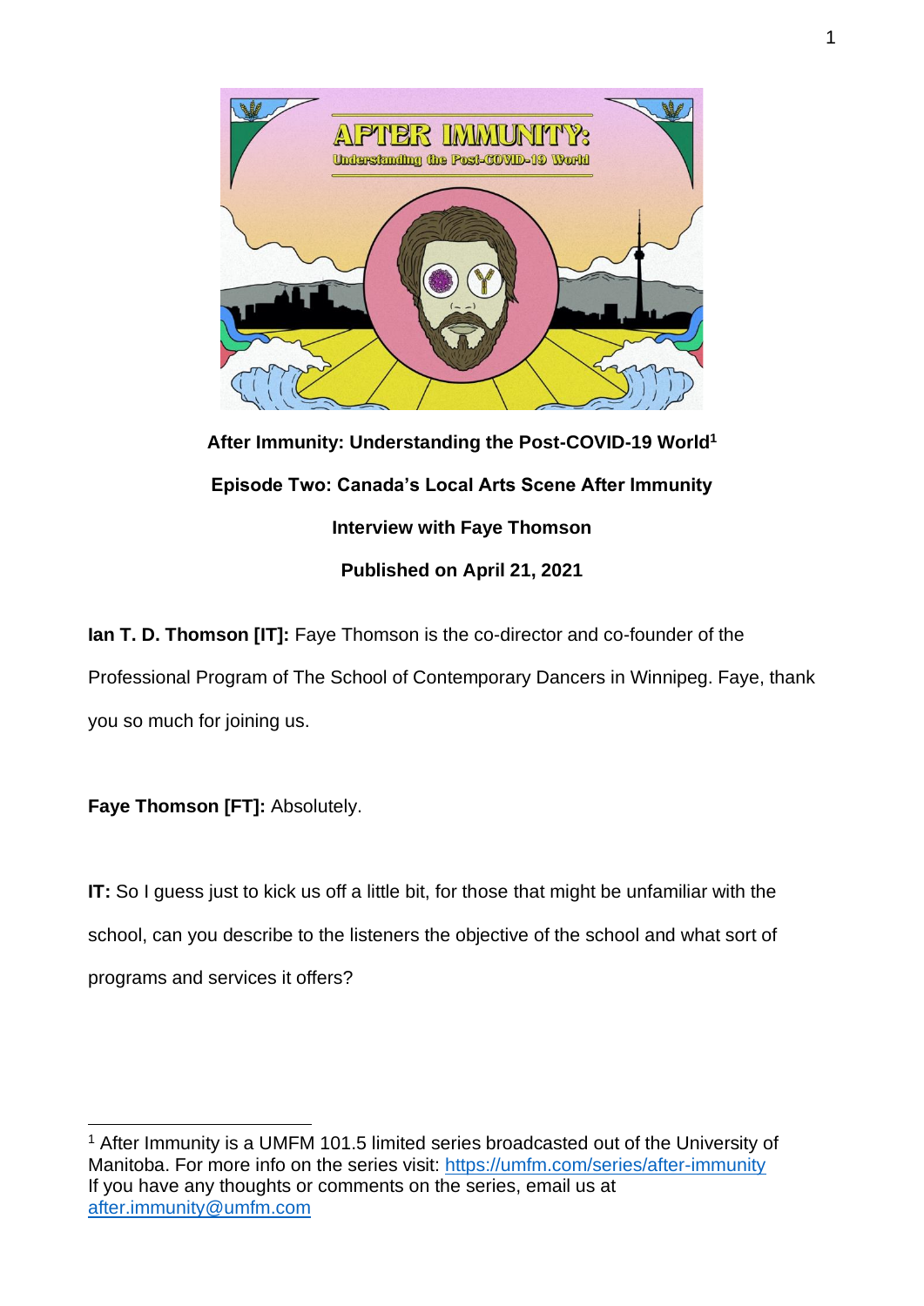**After Immunity: Understanding the Post-COVID-19 World[1]**

**Episode Two: Canada's Local Arts Scene After Immunity**

**Interview with Faye Thomson**

**Published on April 21, 2021**

**Ian T. D. Thomson [IT]:** Faye Thomson is the co-director and co-founder of the Professional Program of The School of Contemporary Dancers in Winnipeg. Faye, thank you so much for joining us.

**Faye Thomson [FT]:** Absolutely.

**IT:** So I guess just to kick us off a little bit, for those that might be unfamiliar with the school, can you describe to the listeners the objective of the school and what sort of programs and services it offers?

---

[1] After Immunity is a UMFM 101.5 limited series broadcasted out of the University of Manitoba. For more info on the series visit: https://umfm.com/series/after-immunity
If you have any thoughts or comments on the series, email us at after.immunity@umfm.com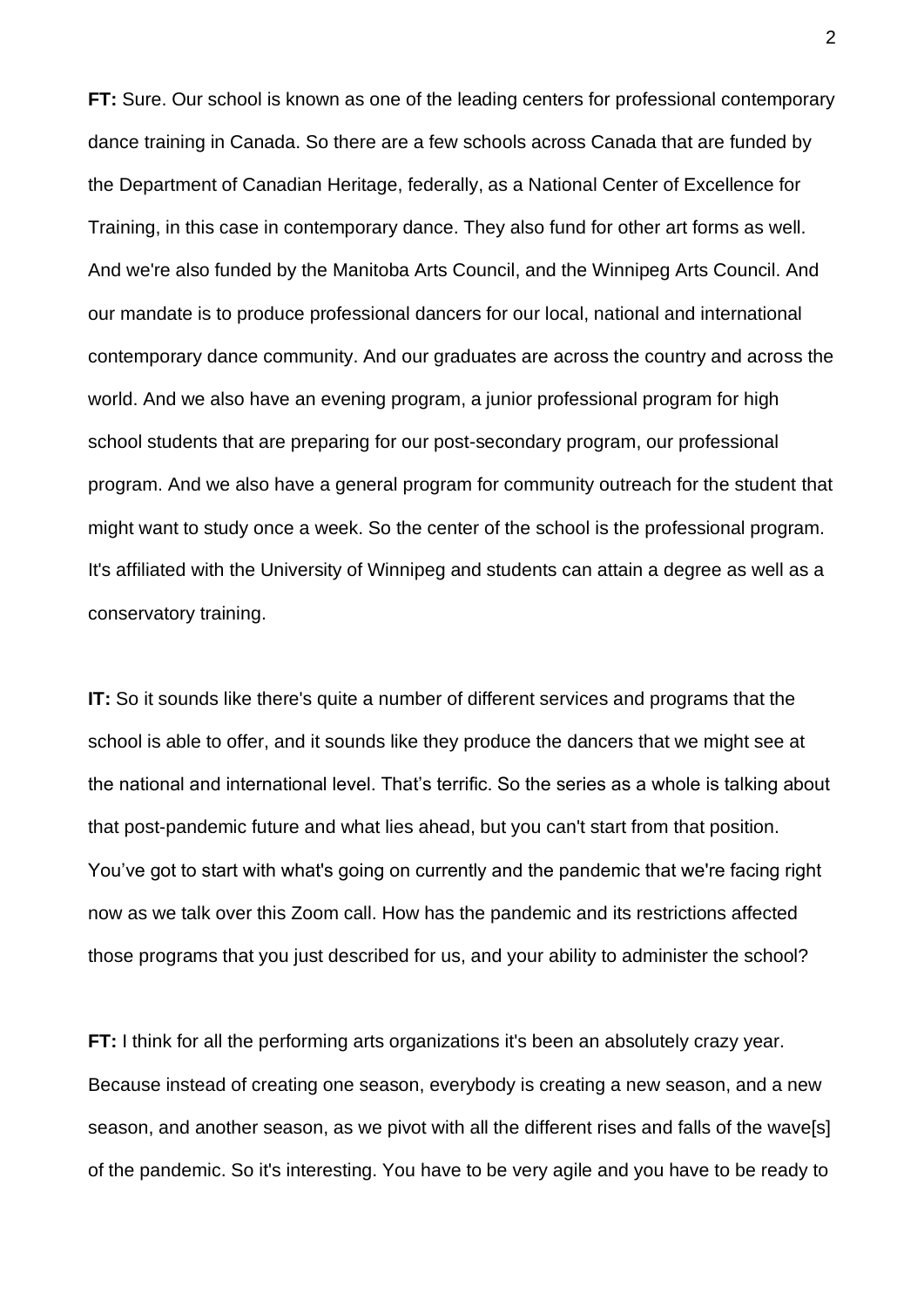**FT:** Sure. Our school is known as one of the leading centers for professional contemporary dance training in Canada. So there are a few schools across Canada that are funded by the Department of Canadian Heritage, federally, as a National Center of Excellence for Training, in this case in contemporary dance. They also fund for other art forms as well. And we're also funded by the Manitoba Arts Council, and the Winnipeg Arts Council. And our mandate is to produce professional dancers for our local, national and international contemporary dance community. And our graduates are across the country and across the world. And we also have an evening program, a junior professional program for high school students that are preparing for our post-secondary program, our professional program. And we also have a general program for community outreach for the student that might want to study once a week. So the center of the school is the professional program. It's affiliated with the University of Winnipeg and students can attain a degree as well as a conservatory training.

**IT:** So it sounds like there's quite a number of different services and programs that the school is able to offer, and it sounds like they produce the dancers that we might see at the national and international level. That's terrific. So the series as a whole is talking about that post-pandemic future and what lies ahead, but you can't start from that position. You've got to start with what's going on currently and the pandemic that we're facing right now as we talk over this Zoom call. How has the pandemic and its restrictions affected those programs that you just described for us, and your ability to administer the school?

**FT:** I think for all the performing arts organizations it's been an absolutely crazy year. Because instead of creating one season, everybody is creating a new season, and a new season, and another season, as we pivot with all the different rises and falls of the wave[s] of the pandemic. So it's interesting. You have to be very agile and you have to be ready to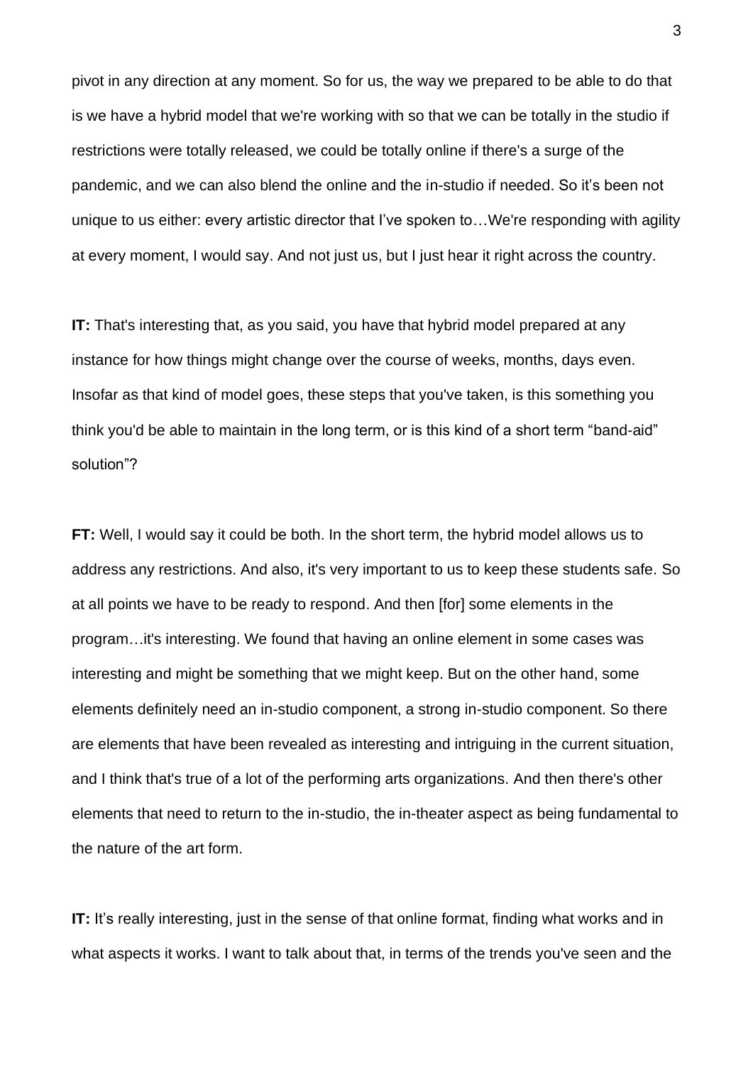pivot in any direction at any moment. So for us, the way we prepared to be able to do that is we have a hybrid model that we're working with so that we can be totally in the studio if restrictions were totally released, we could be totally online if there's a surge of the pandemic, and we can also blend the online and the in-studio if needed. So it's been not unique to us either: every artistic director that I've spoken to…We're responding with agility at every moment, I would say. And not just us, but I just hear it right across the country.

**IT:** That's interesting that, as you said, you have that hybrid model prepared at any instance for how things might change over the course of weeks, months, days even. Insofar as that kind of model goes, these steps that you've taken, is this something you think you'd be able to maintain in the long term, or is this kind of a short term "band-aid" solution"?

**FT:** Well, I would say it could be both. In the short term, the hybrid model allows us to address any restrictions. And also, it's very important to us to keep these students safe. So at all points we have to be ready to respond. And then [for] some elements in the program…it's interesting. We found that having an online element in some cases was interesting and might be something that we might keep. But on the other hand, some elements definitely need an in-studio component, a strong in-studio component. So there are elements that have been revealed as interesting and intriguing in the current situation, and I think that's true of a lot of the performing arts organizations. And then there's other elements that need to return to the in-studio, the in-theater aspect as being fundamental to the nature of the art form.

**IT:** It's really interesting, just in the sense of that online format, finding what works and in what aspects it works. I want to talk about that, in terms of the trends you've seen and the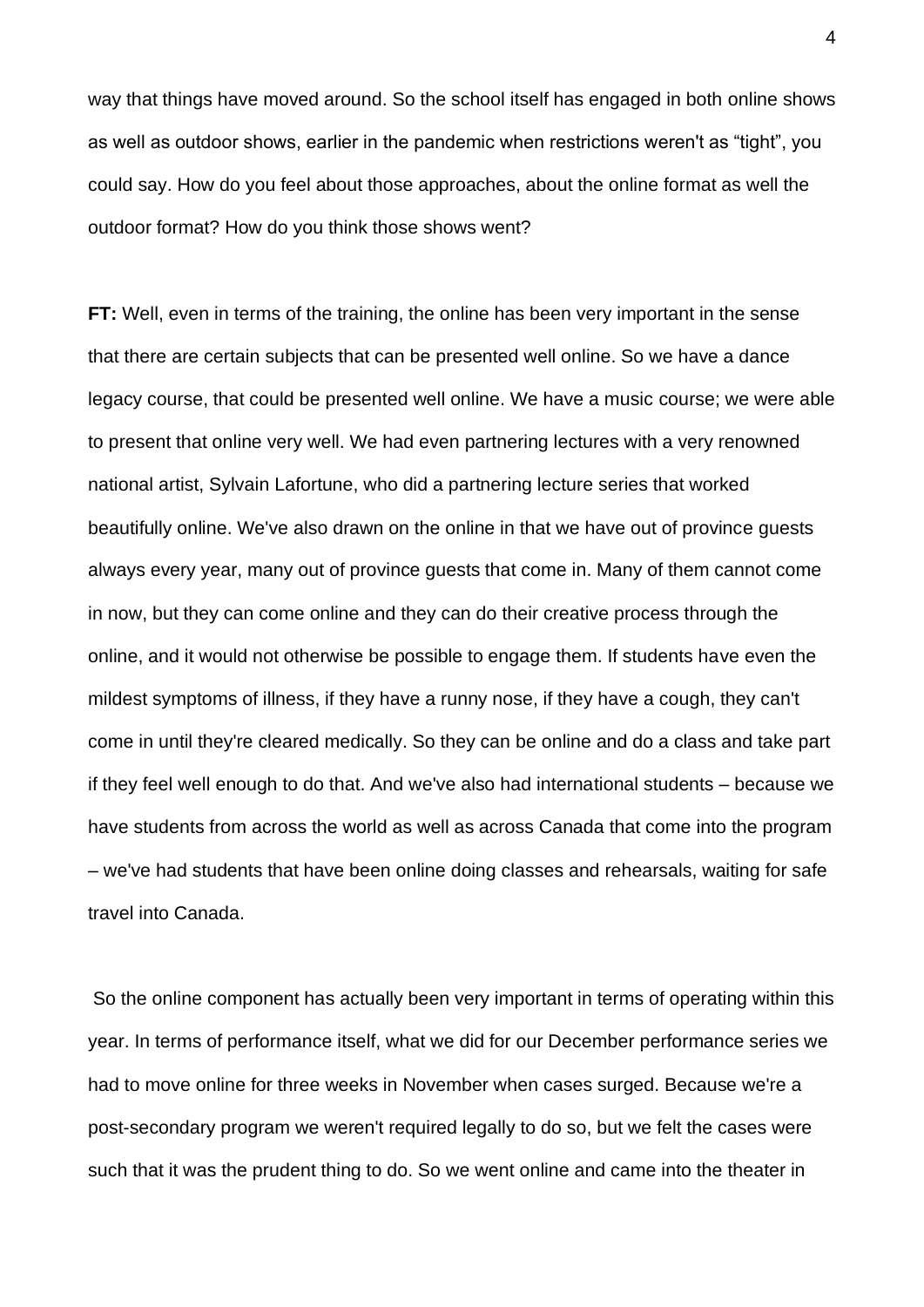way that things have moved around. So the school itself has engaged in both online shows as well as outdoor shows, earlier in the pandemic when restrictions weren't as "tight", you could say. How do you feel about those approaches, about the online format as well the outdoor format? How do you think those shows went?

**FT:** Well, even in terms of the training, the online has been very important in the sense that there are certain subjects that can be presented well online. So we have a dance legacy course, that could be presented well online. We have a music course; we were able to present that online very well. We had even partnering lectures with a very renowned national artist, Sylvain Lafortune, who did a partnering lecture series that worked beautifully online. We've also drawn on the online in that we have out of province guests always every year, many out of province guests that come in. Many of them cannot come in now, but they can come online and they can do their creative process through the online, and it would not otherwise be possible to engage them. If students have even the mildest symptoms of illness, if they have a runny nose, if they have a cough, they can't come in until they're cleared medically. So they can be online and do a class and take part if they feel well enough to do that. And we've also had international students – because we have students from across the world as well as across Canada that come into the program – we've had students that have been online doing classes and rehearsals, waiting for safe travel into Canada.

So the online component has actually been very important in terms of operating within this year. In terms of performance itself, what we did for our December performance series we had to move online for three weeks in November when cases surged. Because we're a post-secondary program we weren't required legally to do so, but we felt the cases were such that it was the prudent thing to do. So we went online and came into the theater in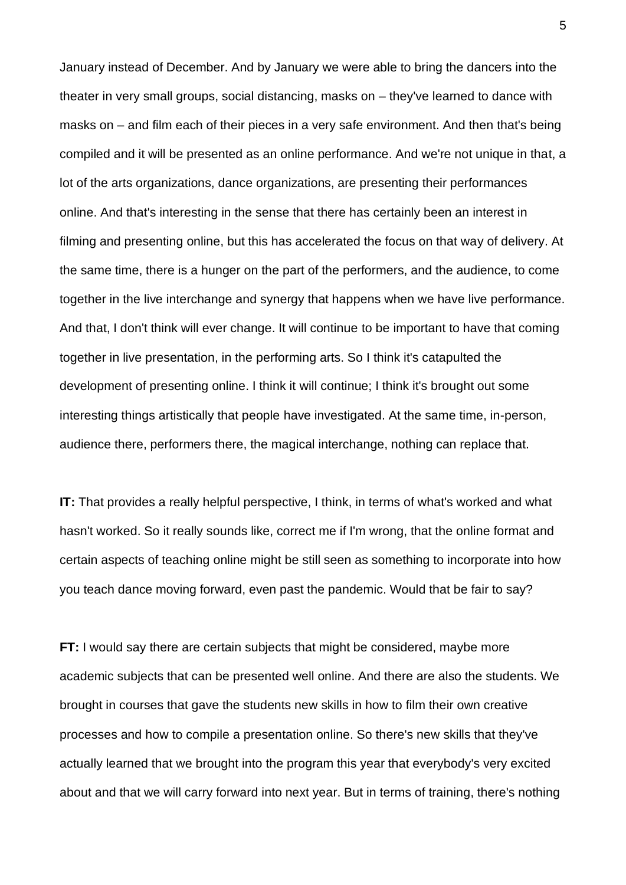January instead of December. And by January we were able to bring the dancers into the theater in very small groups, social distancing, masks on – they've learned to dance with masks on – and film each of their pieces in a very safe environment. And then that's being compiled and it will be presented as an online performance. And we're not unique in that, a lot of the arts organizations, dance organizations, are presenting their performances online. And that's interesting in the sense that there has certainly been an interest in filming and presenting online, but this has accelerated the focus on that way of delivery. At the same time, there is a hunger on the part of the performers, and the audience, to come together in the live interchange and synergy that happens when we have live performance. And that, I don't think will ever change. It will continue to be important to have that coming together in live presentation, in the performing arts. So I think it's catapulted the development of presenting online. I think it will continue; I think it's brought out some interesting things artistically that people have investigated. At the same time, in-person, audience there, performers there, the magical interchange, nothing can replace that.

**IT:** That provides a really helpful perspective, I think, in terms of what's worked and what hasn't worked. So it really sounds like, correct me if I'm wrong, that the online format and certain aspects of teaching online might be still seen as something to incorporate into how you teach dance moving forward, even past the pandemic. Would that be fair to say?

**FT:** I would say there are certain subjects that might be considered, maybe more academic subjects that can be presented well online. And there are also the students. We brought in courses that gave the students new skills in how to film their own creative processes and how to compile a presentation online. So there's new skills that they've actually learned that we brought into the program this year that everybody's very excited about and that we will carry forward into next year. But in terms of training, there's nothing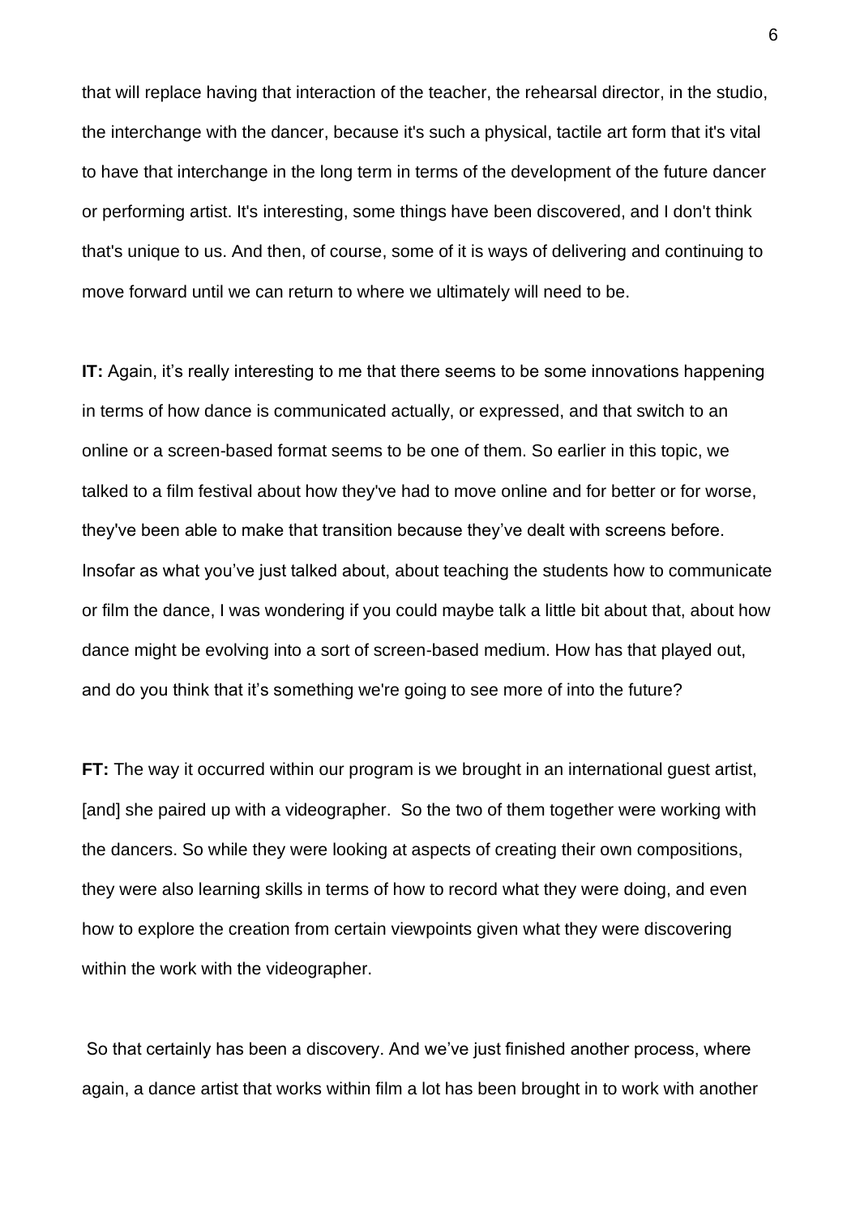that will replace having that interaction of the teacher, the rehearsal director, in the studio, the interchange with the dancer, because it's such a physical, tactile art form that it's vital to have that interchange in the long term in terms of the development of the future dancer or performing artist. It's interesting, some things have been discovered, and I don't think that's unique to us. And then, of course, some of it is ways of delivering and continuing to move forward until we can return to where we ultimately will need to be.

**IT:** Again, it's really interesting to me that there seems to be some innovations happening in terms of how dance is communicated actually, or expressed, and that switch to an online or a screen-based format seems to be one of them. So earlier in this topic, we talked to a film festival about how they've had to move online and for better or for worse, they've been able to make that transition because they've dealt with screens before. Insofar as what you've just talked about, about teaching the students how to communicate or film the dance, I was wondering if you could maybe talk a little bit about that, about how dance might be evolving into a sort of screen-based medium. How has that played out, and do you think that it's something we're going to see more of into the future?

**FT:** The way it occurred within our program is we brought in an international guest artist, [and] she paired up with a videographer. So the two of them together were working with the dancers. So while they were looking at aspects of creating their own compositions, they were also learning skills in terms of how to record what they were doing, and even how to explore the creation from certain viewpoints given what they were discovering within the work with the videographer.

So that certainly has been a discovery. And we've just finished another process, where again, a dance artist that works within film a lot has been brought in to work with another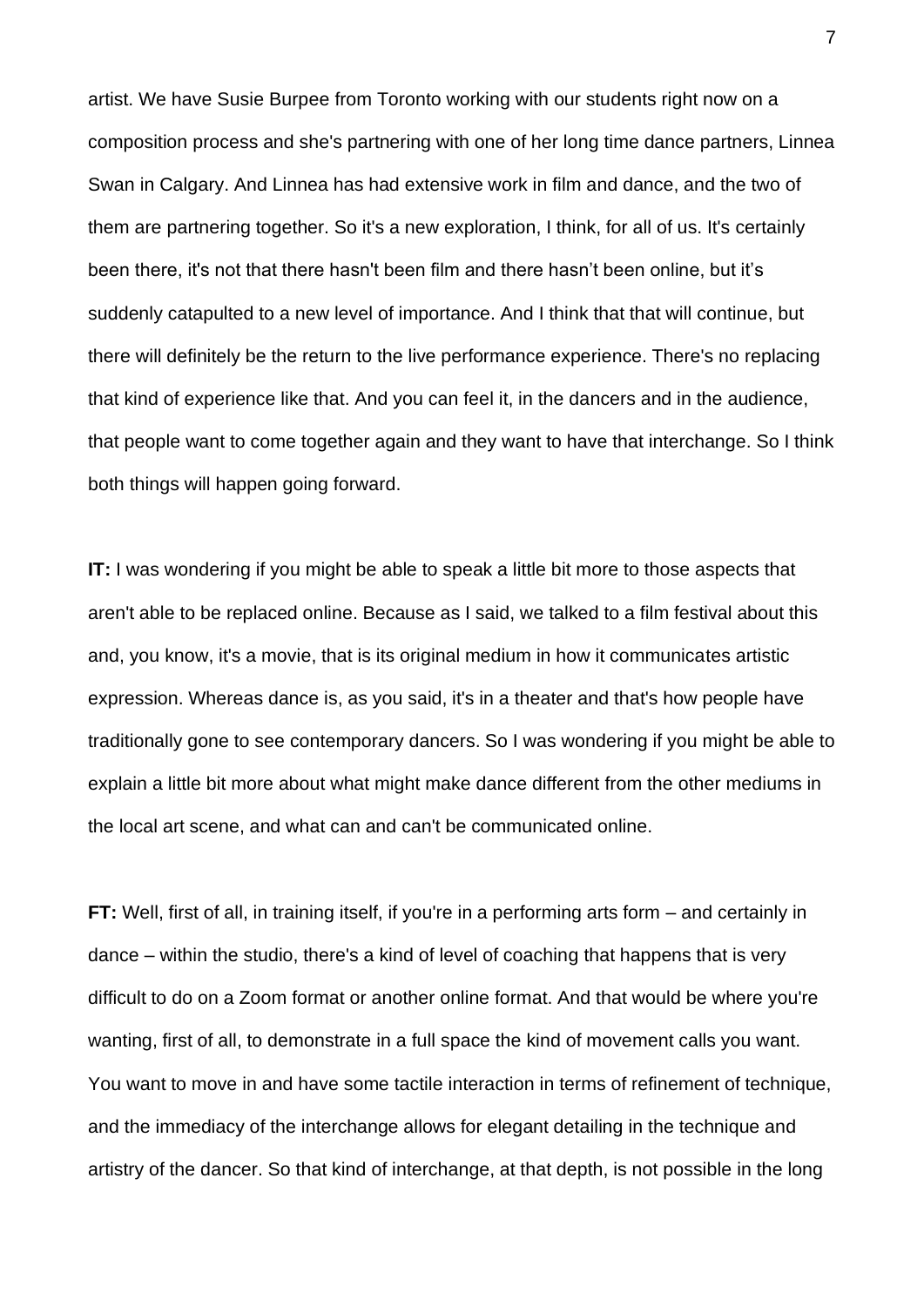artist. We have Susie Burpee from Toronto working with our students right now on a composition process and she's partnering with one of her long time dance partners, Linnea Swan in Calgary. And Linnea has had extensive work in film and dance, and the two of them are partnering together. So it's a new exploration, I think, for all of us. It's certainly been there, it's not that there hasn't been film and there hasn't been online, but it's suddenly catapulted to a new level of importance. And I think that that will continue, but there will definitely be the return to the live performance experience. There's no replacing that kind of experience like that. And you can feel it, in the dancers and in the audience, that people want to come together again and they want to have that interchange. So I think both things will happen going forward.

**IT:** I was wondering if you might be able to speak a little bit more to those aspects that aren't able to be replaced online. Because as I said, we talked to a film festival about this and, you know, it's a movie, that is its original medium in how it communicates artistic expression. Whereas dance is, as you said, it's in a theater and that's how people have traditionally gone to see contemporary dancers. So I was wondering if you might be able to explain a little bit more about what might make dance different from the other mediums in the local art scene, and what can and can't be communicated online.

**FT:** Well, first of all, in training itself, if you're in a performing arts form – and certainly in dance – within the studio, there's a kind of level of coaching that happens that is very difficult to do on a Zoom format or another online format. And that would be where you're wanting, first of all, to demonstrate in a full space the kind of movement calls you want. You want to move in and have some tactile interaction in terms of refinement of technique, and the immediacy of the interchange allows for elegant detailing in the technique and artistry of the dancer. So that kind of interchange, at that depth, is not possible in the long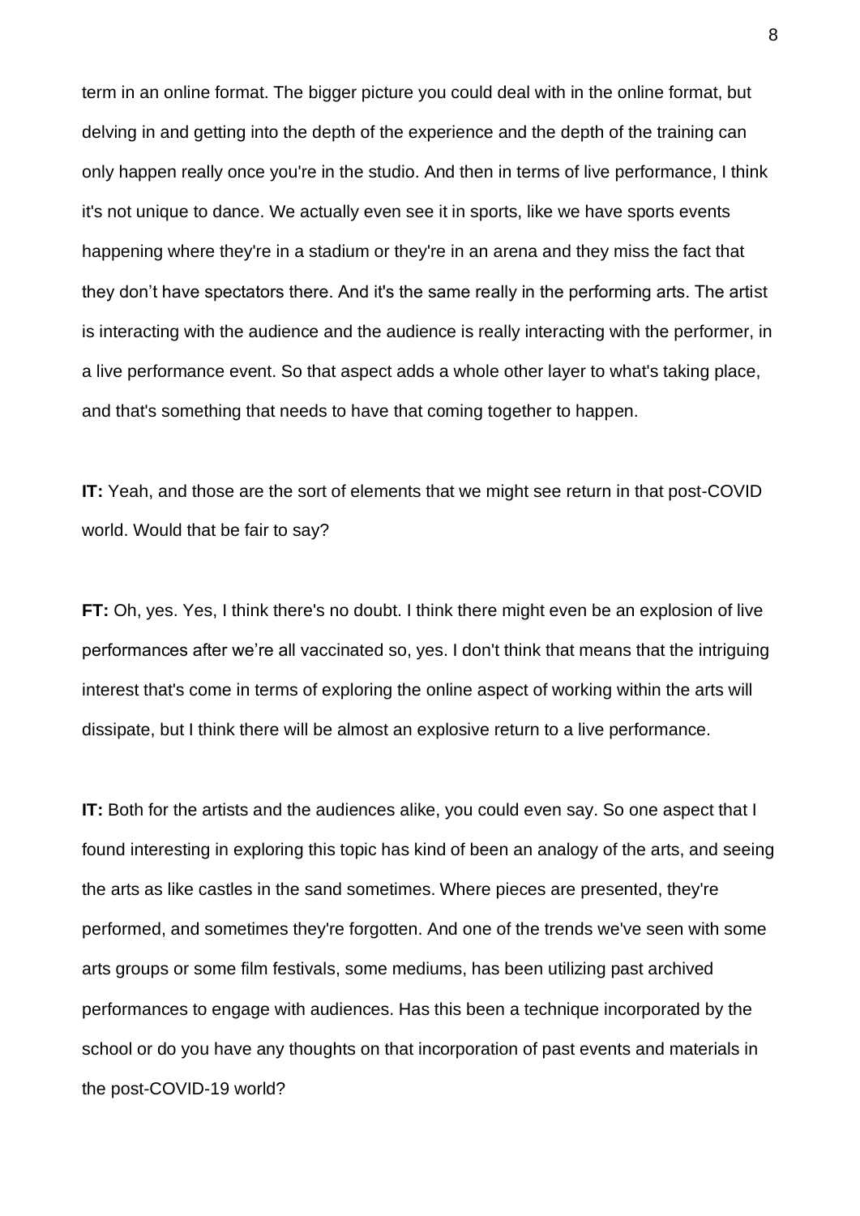term in an online format. The bigger picture you could deal with in the online format, but delving in and getting into the depth of the experience and the depth of the training can only happen really once you're in the studio. And then in terms of live performance, I think it's not unique to dance. We actually even see it in sports, like we have sports events happening where they're in a stadium or they're in an arena and they miss the fact that they don't have spectators there. And it's the same really in the performing arts. The artist is interacting with the audience and the audience is really interacting with the performer, in a live performance event. So that aspect adds a whole other layer to what's taking place, and that's something that needs to have that coming together to happen.

**IT:** Yeah, and those are the sort of elements that we might see return in that post-COVID world. Would that be fair to say?

**FT:** Oh, yes. Yes, I think there's no doubt. I think there might even be an explosion of live performances after we're all vaccinated so, yes. I don't think that means that the intriguing interest that's come in terms of exploring the online aspect of working within the arts will dissipate, but I think there will be almost an explosive return to a live performance.

**IT:** Both for the artists and the audiences alike, you could even say. So one aspect that I found interesting in exploring this topic has kind of been an analogy of the arts, and seeing the arts as like castles in the sand sometimes. Where pieces are presented, they're performed, and sometimes they're forgotten. And one of the trends we've seen with some arts groups or some film festivals, some mediums, has been utilizing past archived performances to engage with audiences. Has this been a technique incorporated by the school or do you have any thoughts on that incorporation of past events and materials in the post-COVID-19 world?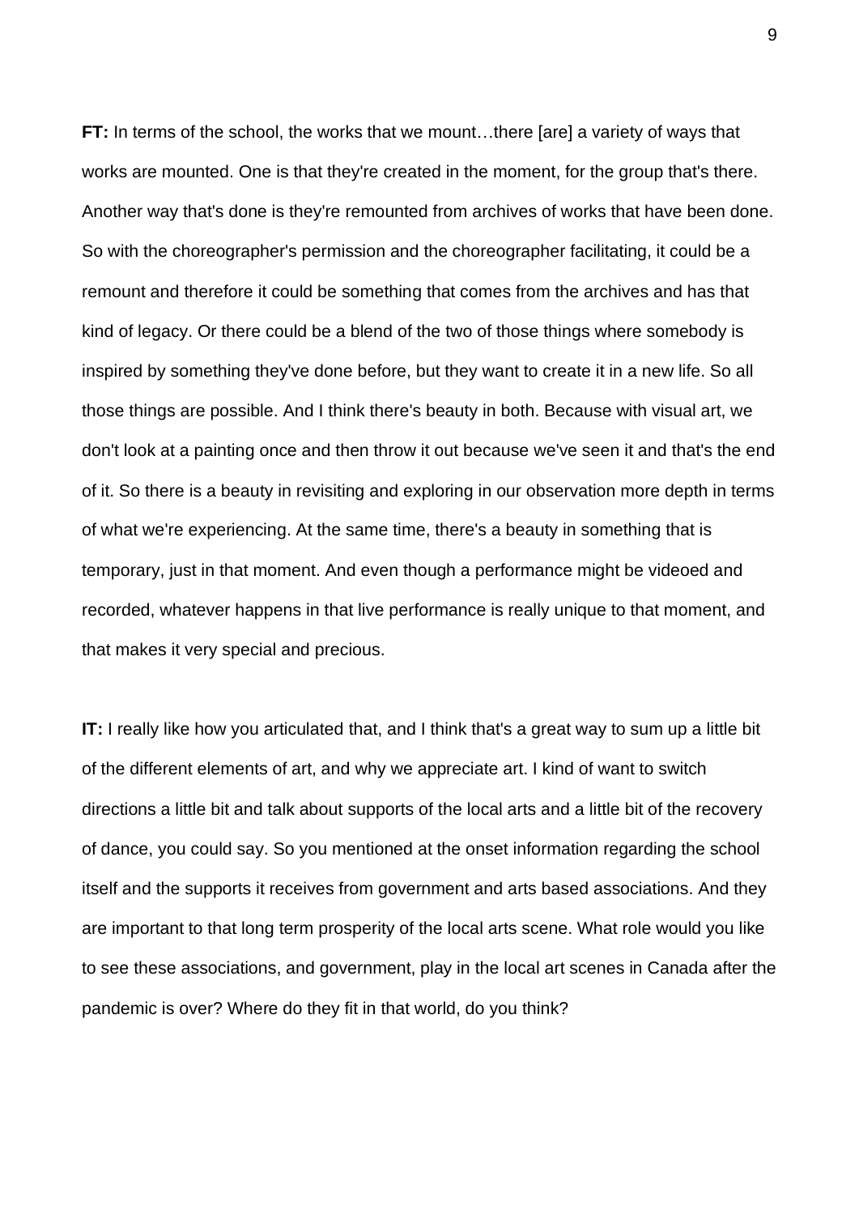**FT:** In terms of the school, the works that we mount…there [are] a variety of ways that works are mounted. One is that they're created in the moment, for the group that's there. Another way that's done is they're remounted from archives of works that have been done. So with the choreographer's permission and the choreographer facilitating, it could be a remount and therefore it could be something that comes from the archives and has that kind of legacy. Or there could be a blend of the two of those things where somebody is inspired by something they've done before, but they want to create it in a new life. So all those things are possible. And I think there's beauty in both. Because with visual art, we don't look at a painting once and then throw it out because we've seen it and that's the end of it. So there is a beauty in revisiting and exploring in our observation more depth in terms of what we're experiencing. At the same time, there's a beauty in something that is temporary, just in that moment. And even though a performance might be videoed and recorded, whatever happens in that live performance is really unique to that moment, and that makes it very special and precious.

**IT:** I really like how you articulated that, and I think that's a great way to sum up a little bit of the different elements of art, and why we appreciate art. I kind of want to switch directions a little bit and talk about supports of the local arts and a little bit of the recovery of dance, you could say. So you mentioned at the onset information regarding the school itself and the supports it receives from government and arts based associations. And they are important to that long term prosperity of the local arts scene. What role would you like to see these associations, and government, play in the local art scenes in Canada after the pandemic is over? Where do they fit in that world, do you think?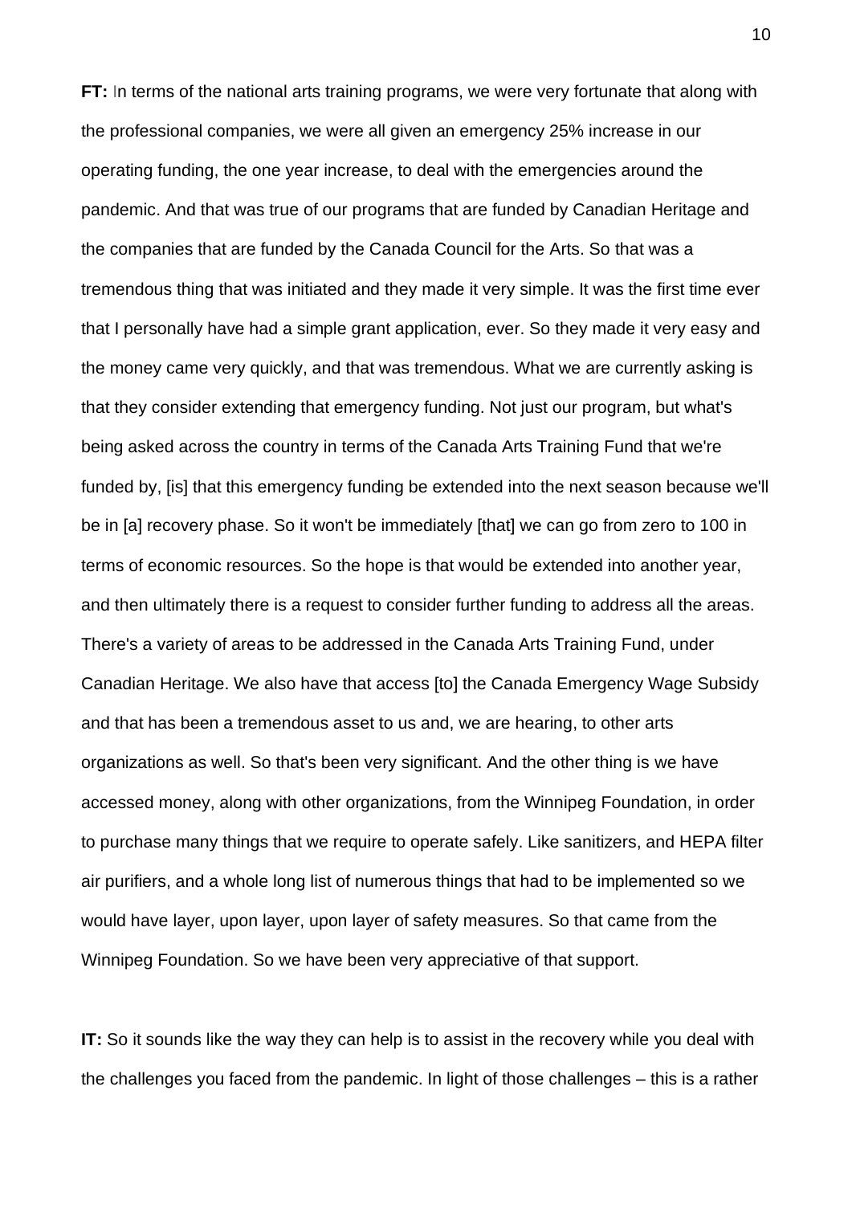**FT:** In terms of the national arts training programs, we were very fortunate that along with the professional companies, we were all given an emergency 25% increase in our operating funding, the one year increase, to deal with the emergencies around the pandemic. And that was true of our programs that are funded by Canadian Heritage and the companies that are funded by the Canada Council for the Arts. So that was a tremendous thing that was initiated and they made it very simple. It was the first time ever that I personally have had a simple grant application, ever. So they made it very easy and the money came very quickly, and that was tremendous. What we are currently asking is that they consider extending that emergency funding. Not just our program, but what's being asked across the country in terms of the Canada Arts Training Fund that we're funded by, [is] that this emergency funding be extended into the next season because we'll be in [a] recovery phase. So it won't be immediately [that] we can go from zero to 100 in terms of economic resources. So the hope is that would be extended into another year, and then ultimately there is a request to consider further funding to address all the areas. There's a variety of areas to be addressed in the Canada Arts Training Fund, under Canadian Heritage. We also have that access [to] the Canada Emergency Wage Subsidy and that has been a tremendous asset to us and, we are hearing, to other arts organizations as well. So that's been very significant. And the other thing is we have accessed money, along with other organizations, from the Winnipeg Foundation, in order to purchase many things that we require to operate safely. Like sanitizers, and HEPA filter air purifiers, and a whole long list of numerous things that had to be implemented so we would have layer, upon layer, upon layer of safety measures. So that came from the Winnipeg Foundation. So we have been very appreciative of that support.

**IT:** So it sounds like the way they can help is to assist in the recovery while you deal with the challenges you faced from the pandemic. In light of those challenges – this is a rather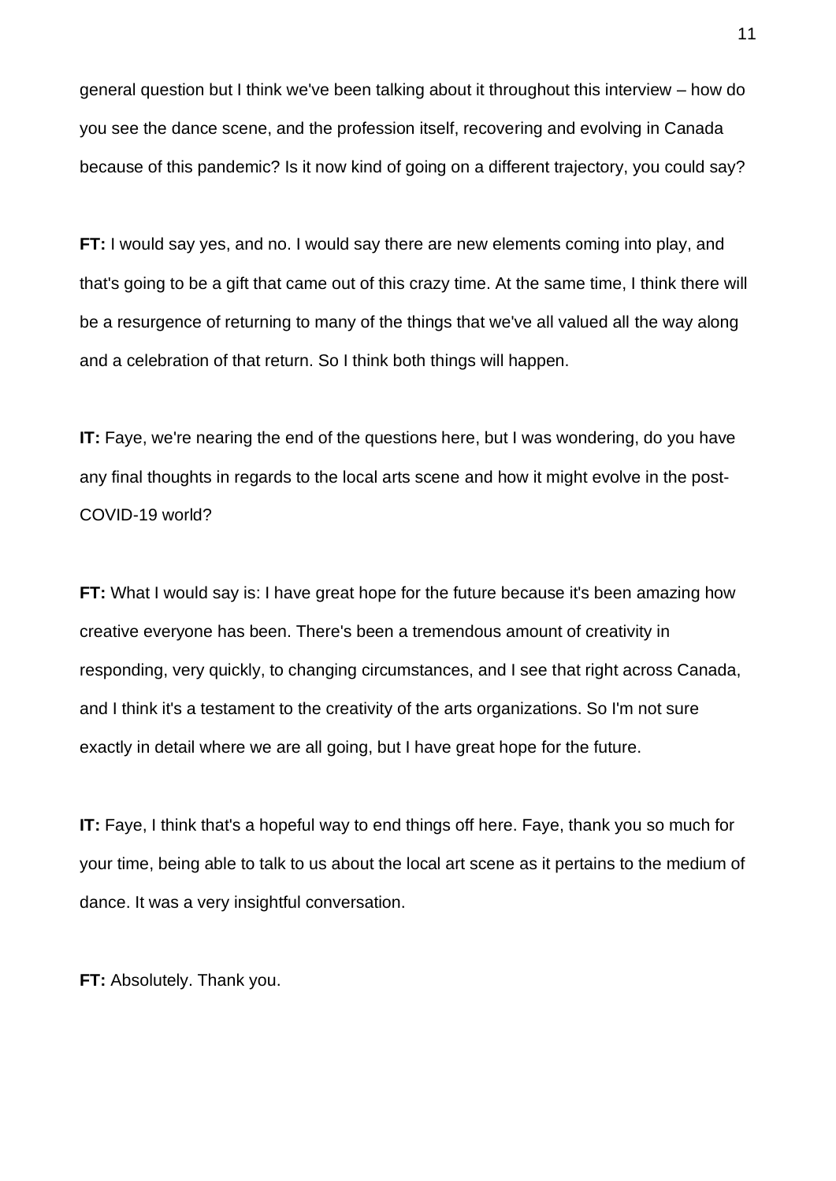general question but I think we've been talking about it throughout this interview – how do you see the dance scene, and the profession itself, recovering and evolving in Canada because of this pandemic? Is it now kind of going on a different trajectory, you could say?

**FT:** I would say yes, and no. I would say there are new elements coming into play, and that's going to be a gift that came out of this crazy time. At the same time, I think there will be a resurgence of returning to many of the things that we've all valued all the way along and a celebration of that return. So I think both things will happen.

**IT:** Faye, we're nearing the end of the questions here, but I was wondering, do you have any final thoughts in regards to the local arts scene and how it might evolve in the post-COVID-19 world?

**FT:** What I would say is: I have great hope for the future because it's been amazing how creative everyone has been. There's been a tremendous amount of creativity in responding, very quickly, to changing circumstances, and I see that right across Canada, and I think it's a testament to the creativity of the arts organizations. So I'm not sure exactly in detail where we are all going, but I have great hope for the future.

**IT:** Faye, I think that's a hopeful way to end things off here. Faye, thank you so much for your time, being able to talk to us about the local art scene as it pertains to the medium of dance. It was a very insightful conversation.

**FT:** Absolutely. Thank you.